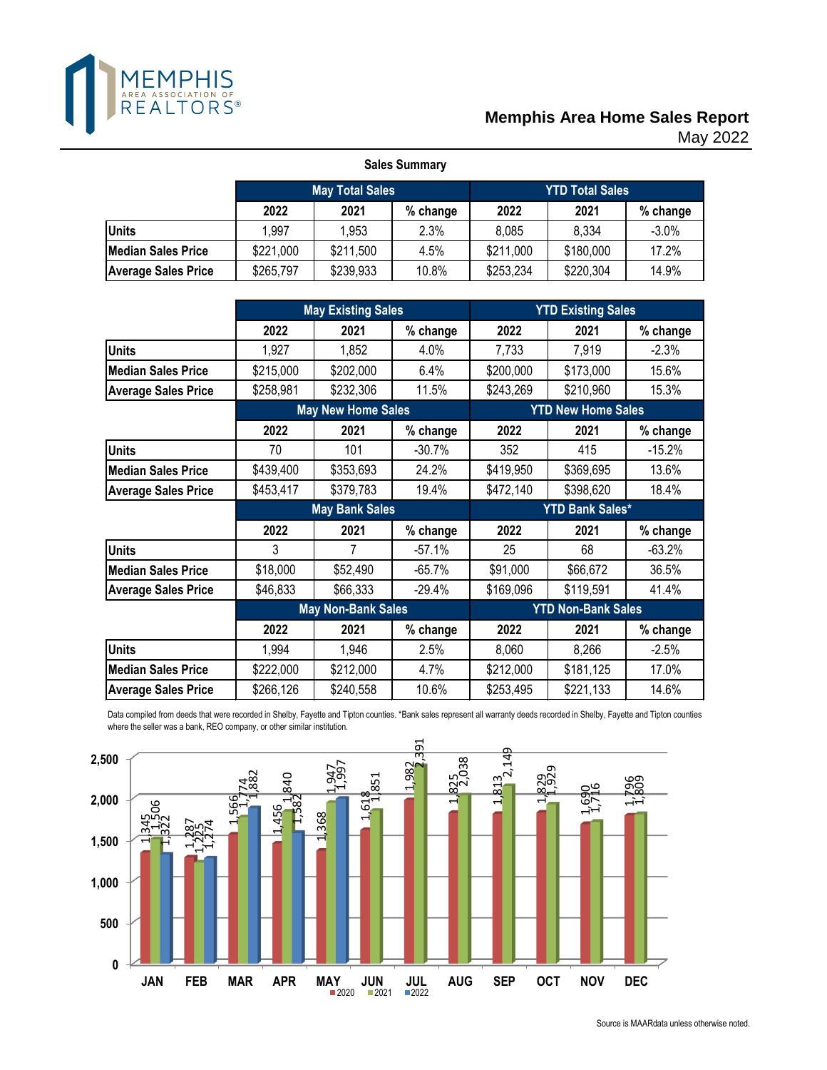# Memphis Area Home Sales Report
May 2022

## Sales Summary

| | May Total Sales | | | YTD Total Sales | | |
|---|---|---|---|---|---|---|
| | 2022 | 2021 | % change | 2022 | 2021 | % change |
| **Units** | 1,997 | 1,953 | 2.3% | 8,085 | 8,334 | -3.0% |
| **Median Sales Price** | $221,000 | $211,500 | 4.5% | $211,000 | $180,000 | 17.2% |
| **Average Sales Price** | $265,797 | $239,933 | 10.8% | $253,234 | $220,304 | 14.9% |

| | May Existing Sales | | | YTD Existing Sales | | |
|---|---|---|---|---|---|---|
| | 2022 | 2021 | % change | 2022 | 2021 | % change |
| **Units** | 1,927 | 1,852 | 4.0% | 7,733 | 7,919 | -2.3% |
| **Median Sales Price** | $215,000 | $202,000 | 6.4% | $200,000 | $173,000 | 15.6% |
| **Average Sales Price** | $258,981 | $232,306 | 11.5% | $243,269 | $210,960 | 15.3% |
| | **May New Home Sales** | | | **YTD New Home Sales** | | |
| | 2022 | 2021 | % change | 2022 | 2021 | % change |
| **Units** | 70 | 101 | -30.7% | 352 | 415 | -15.2% |
| **Median Sales Price** | $439,400 | $353,693 | 24.2% | $419,950 | $369,695 | 13.6% |
| **Average Sales Price** | $453,417 | $379,783 | 19.4% | $472,140 | $398,620 | 18.4% |
| | **May Bank Sales** | | | **YTD Bank Sales*** | | |
| | 2022 | 2021 | % change | 2022 | 2021 | % change |
| **Units** | 3 | 7 | -57.1% | 25 | 68 | -63.2% |
| **Median Sales Price** | $18,000 | $52,490 | -65.7% | $91,000 | $66,672 | 36.5% |
| **Average Sales Price** | $46,833 | $66,333 | -29.4% | $169,096 | $119,591 | 41.4% |
| | **May Non-Bank Sales** | | | **YTD Non-Bank Sales** | | |
| | 2022 | 2021 | % change | 2022 | 2021 | % change |
| **Units** | 1,994 | 1,946 | 2.5% | 8,060 | 8,266 | -2.5% |
| **Median Sales Price** | $222,000 | $212,000 | 4.7% | $212,000 | $181,125 | 17.0% |
| **Average Sales Price** | $266,126 | $240,558 | 10.6% | $253,495 | $221,133 | 14.6% |

Data compiled from deeds that were recorded in Shelby, Fayette and Tipton counties. *Bank sales represent all warranty deeds recorded in Shelby, Fayette and Tipton counties where the seller was a bank, REO company, or other similar institution.

| Month | 2020 | 2021 | 2022 |
|---|---|---|---|
| JAN | 1,345 | 1,506 | 1,322 |
| FEB | 1,287 | 1,225 | 1,274 |
| MAR | 1,566 | 1,774 | 1,882 |
| APR | 1,456 | 1,840 | 1,582 |
| MAY | 1,368 | 1,947 | 1,997 |
| JUN | 1,618 | 1,851 | |
| JUL | 1,982 | 2,391 | |
| AUG | 1,825 | 2,038 | |
| SEP | 1,813 | 2,149 | |
| OCT | 1,829 | 1,929 | |
| NOV | 1,690 | 1,716 | |
| DEC | 1,796 | 1,809 | |

Source is MAARdata unless otherwise noted.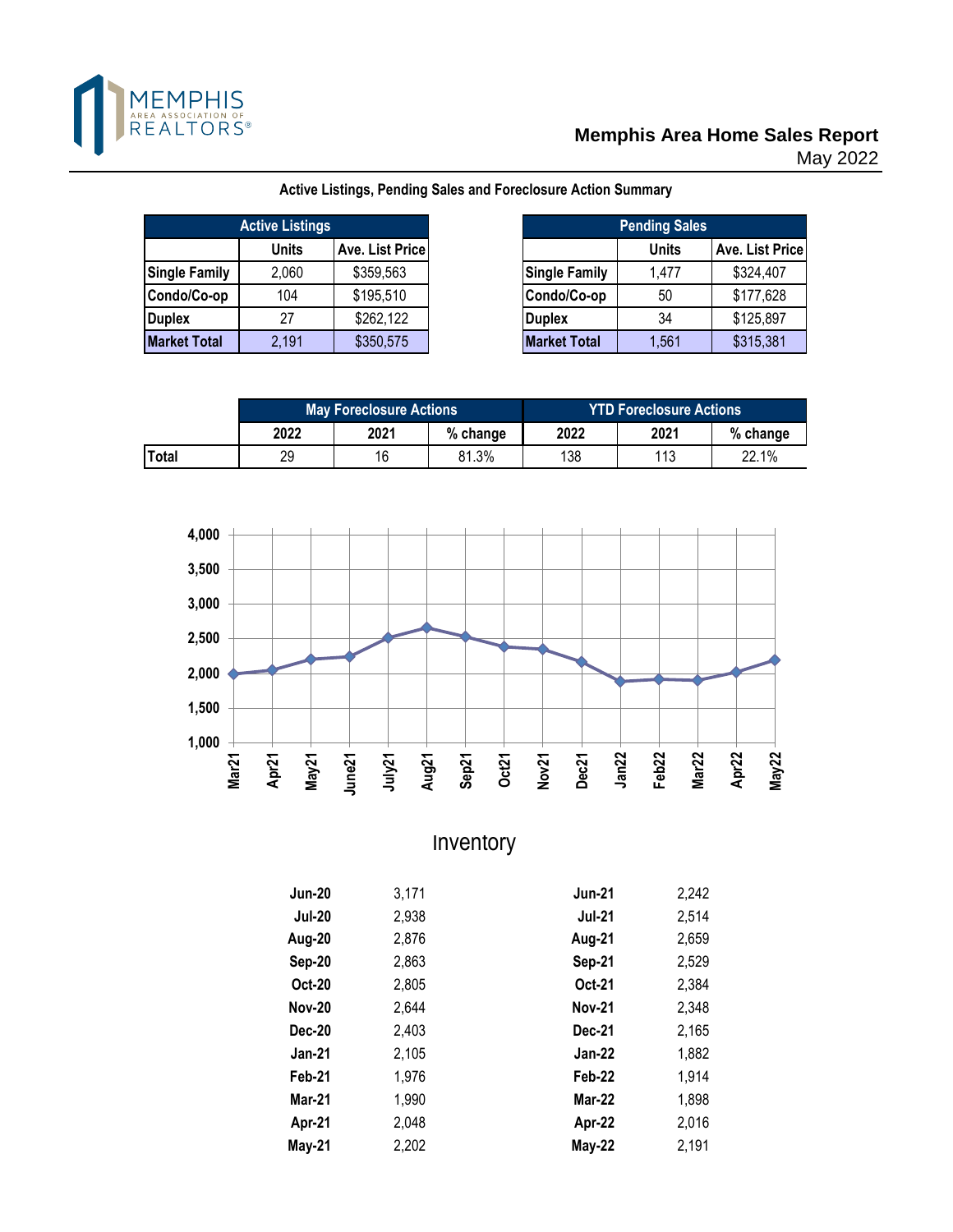# Memphis Area Home Sales Report
May 2022

## Active Listings, Pending Sales and Foreclosure Action Summary

| Active Listings | | |
|---|---|---|
| | Units | Ave. List Price |
| Single Family | 2,060 | $359,563 |
| Condo/Co-op | 104 | $195,510 |
| Duplex | 27 | $262,122 |
| Market Total | 2,191 | $350,575 |

| Pending Sales | | |
|---|---|---|
| | Units | Ave. List Price |
| Single Family | 1,477 | $324,407 |
| Condo/Co-op | 50 | $177,628 |
| Duplex | 34 | $125,897 |
| Market Total | 1,561 | $315,381 |

| | May Foreclosure Actions | | | YTD Foreclosure Actions | | |
|---|---|---|---|---|---|---|
| | 2022 | 2021 | % change | 2022 | 2021 | % change |
| Total | 29 | 16 | 81.3% | 138 | 113 | 22.1% |

## Inventory

| Month | Inventory | Month | Inventory |
|---|---|---|---|
| Jun-20 | 3,171 | Jun-21 | 2,242 |
| Jul-20 | 2,938 | Jul-21 | 2,514 |
| Aug-20 | 2,876 | Aug-21 | 2,659 |
| Sep-20 | 2,863 | Sep-21 | 2,529 |
| Oct-20 | 2,805 | Oct-21 | 2,384 |
| Nov-20 | 2,644 | Nov-21 | 2,348 |
| Dec-20 | 2,403 | Dec-21 | 2,165 |
| Jan-21 | 2,105 | Jan-22 | 1,882 |
| Feb-21 | 1,976 | Feb-22 | 1,914 |
| Mar-21 | 1,990 | Mar-22 | 1,898 |
| Apr-21 | 2,048 | Apr-22 | 2,016 |
| May-21 | 2,202 | May-22 | 2,191 |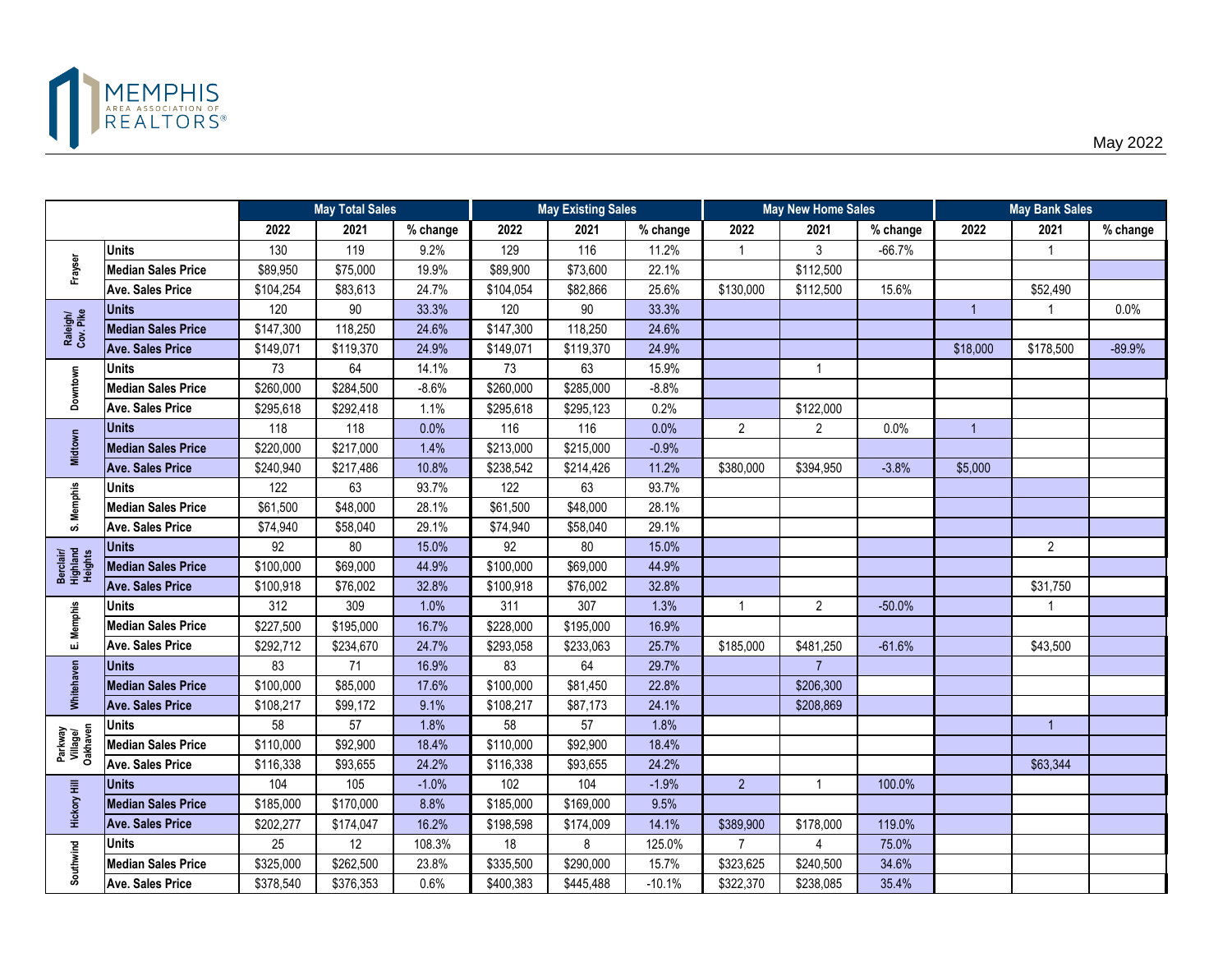MEMPHIS AREA ASSOCIATION OF REALTORS®

May 2022

| | | May Total Sales | | | May Existing Sales | | | May New Home Sales | | | May Bank Sales | | |
|---|---|---|---|---|---|---|---|---|---|---|---|---|---|
| | | 2022 | 2021 | % change | 2022 | 2021 | % change | 2022 | 2021 | % change | 2022 | 2021 | % change |
| Frayser | Units | 130 | 119 | 9.2% | 129 | 116 | 11.2% | 1 | 3 | -66.7% | | 1 | |
| | Median Sales Price | $89,950 | $75,000 | 19.9% | $89,900 | $73,600 | 22.1% | | $112,500 | | | | |
| | Ave. Sales Price | $104,254 | $83,613 | 24.7% | $104,054 | $82,866 | 25.6% | $130,000 | $112,500 | 15.6% | | $52,490 | |
| Raleigh/ Cov. Pike | Units | 120 | 90 | 33.3% | 120 | 90 | 33.3% | | | | 1 | 1 | 0.0% |
| | Median Sales Price | $147,300 | 118,250 | 24.6% | $147,300 | 118,250 | 24.6% | | | | | | |
| | Ave. Sales Price | $149,071 | $119,370 | 24.9% | $149,071 | $119,370 | 24.9% | | | | $18,000 | $178,500 | -89.9% |
| Downtown | Units | 73 | 64 | 14.1% | 73 | 63 | 15.9% | | 1 | | | | |
| | Median Sales Price | $260,000 | $284,500 | -8.6% | $260,000 | $285,000 | -8.8% | | | | | | |
| | Ave. Sales Price | $295,618 | $292,418 | 1.1% | $295,618 | $295,123 | 0.2% | | $122,000 | | | | |
| Midtown | Units | 118 | 118 | 0.0% | 116 | 116 | 0.0% | 2 | 2 | 0.0% | 1 | | |
| | Median Sales Price | $220,000 | $217,000 | 1.4% | $213,000 | $215,000 | -0.9% | | | | | | |
| | Ave. Sales Price | $240,940 | $217,486 | 10.8% | $238,542 | $214,426 | 11.2% | $380,000 | $394,950 | -3.8% | $5,000 | | |
| S. Memphis | Units | 122 | 63 | 93.7% | 122 | 63 | 93.7% | | | | | | |
| | Median Sales Price | $61,500 | $48,000 | 28.1% | $61,500 | $48,000 | 28.1% | | | | | | |
| | Ave. Sales Price | $74,940 | $58,040 | 29.1% | $74,940 | $58,040 | 29.1% | | | | | | |
| Berclair/ Highland Heights | Units | 92 | 80 | 15.0% | 92 | 80 | 15.0% | | | | | 2 | |
| | Median Sales Price | $100,000 | $69,000 | 44.9% | $100,000 | $69,000 | 44.9% | | | | | | |
| | Ave. Sales Price | $100,918 | $76,002 | 32.8% | $100,918 | $76,002 | 32.8% | | | | | $31,750 | |
| E. Memphis | Units | 312 | 309 | 1.0% | 311 | 307 | 1.3% | 1 | 2 | -50.0% | | 1 | |
| | Median Sales Price | $227,500 | $195,000 | 16.7% | $228,000 | $195,000 | 16.9% | | | | | | |
| | Ave. Sales Price | $292,712 | $234,670 | 24.7% | $293,058 | $233,063 | 25.7% | $185,000 | $481,250 | -61.6% | | $43,500 | |
| Whitehaven | Units | 83 | 71 | 16.9% | 83 | 64 | 29.7% | | 7 | | | | |
| | Median Sales Price | $100,000 | $85,000 | 17.6% | $100,000 | $81,450 | 22.8% | | $206,300 | | | | |
| | Ave. Sales Price | $108,217 | $99,172 | 9.1% | $108,217 | $87,173 | 24.1% | | $208,869 | | | | |
| Parkway Village/ Oakhaven | Units | 58 | 57 | 1.8% | 58 | 57 | 1.8% | | | | | 1 | |
| | Median Sales Price | $110,000 | $92,900 | 18.4% | $110,000 | $92,900 | 18.4% | | | | | | |
| | Ave. Sales Price | $116,338 | $93,655 | 24.2% | $116,338 | $93,655 | 24.2% | | | | | $63,344 | |
| Hickory Hill | Units | 104 | 105 | -1.0% | 102 | 104 | -1.9% | 2 | 1 | 100.0% | | | |
| | Median Sales Price | $185,000 | $170,000 | 8.8% | $185,000 | $169,000 | 9.5% | | | | | | |
| | Ave. Sales Price | $202,277 | $174,047 | 16.2% | $198,598 | $174,009 | 14.1% | $389,900 | $178,000 | 119.0% | | | |
| Southwind | Units | 25 | 12 | 108.3% | 18 | 8 | 125.0% | 7 | 4 | 75.0% | | | |
| | Median Sales Price | $325,000 | $262,500 | 23.8% | $335,500 | $290,000 | 15.7% | $323,625 | $240,500 | 34.6% | | | |
| | Ave. Sales Price | $378,540 | $376,353 | 0.6% | $400,383 | $445,488 | -10.1% | $322,370 | $238,085 | 35.4% | | | |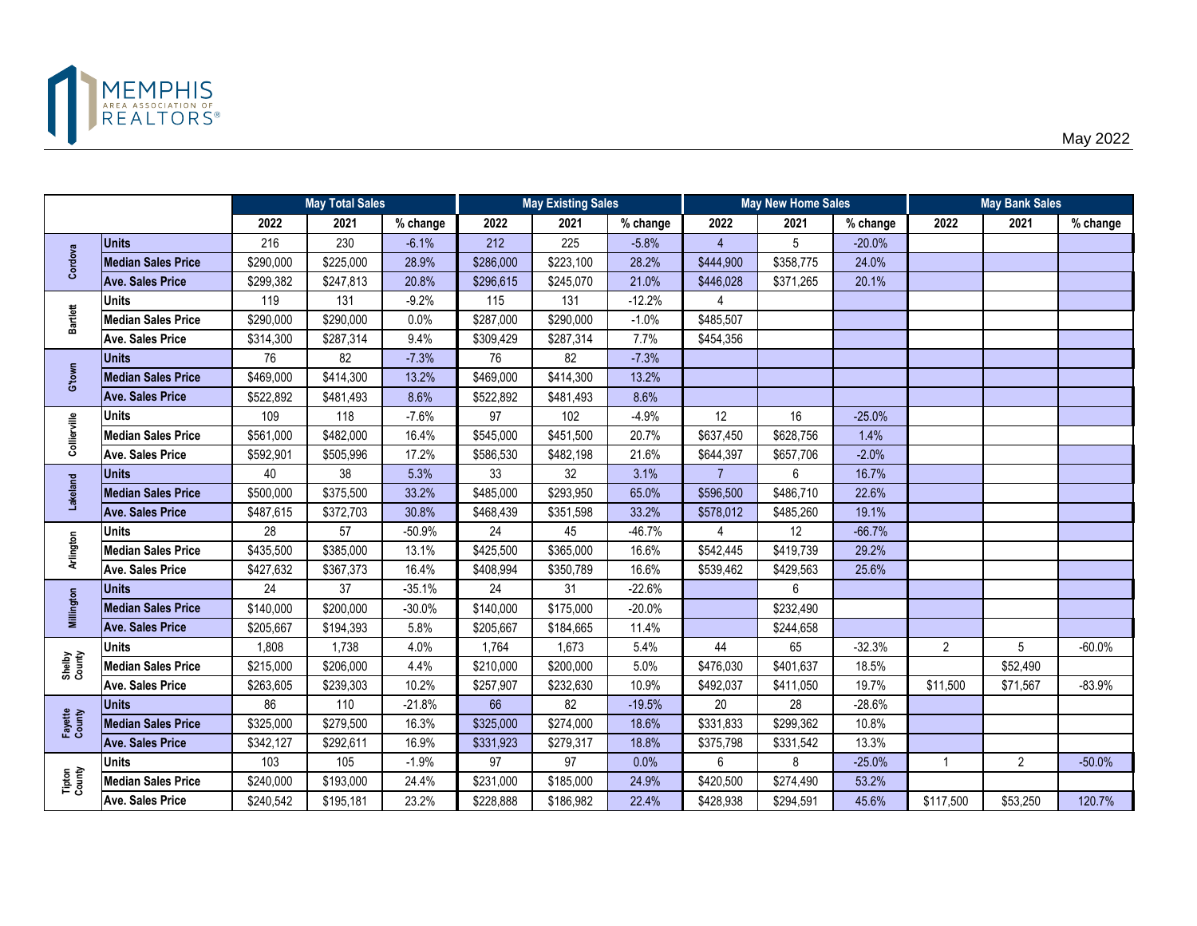MEMPHIS AREA ASSOCIATION OF REALTORS®

May 2022

| | | May Total Sales | | | May Existing Sales | | | May New Home Sales | | | May Bank Sales | | |
|---|---|---|---|---|---|---|---|---|---|---|---|---|---|
| | | 2022 | 2021 | % change | 2022 | 2021 | % change | 2022 | 2021 | % change | 2022 | 2021 | % change |
| Cordova | Units | 216 | 230 | -6.1% | 212 | 225 | -5.8% | 4 | 5 | -20.0% | | | |
| | Median Sales Price | $290,000 | $225,000 | 28.9% | $286,000 | $223,100 | 28.2% | $444,900 | $358,775 | 24.0% | | | |
| | Ave. Sales Price | $299,382 | $247,813 | 20.8% | $296,615 | $245,070 | 21.0% | $446,028 | $371,265 | 20.1% | | | |
| Bartlett | Units | 119 | 131 | -9.2% | 115 | 131 | -12.2% | 4 | | | | | |
| | Median Sales Price | $290,000 | $290,000 | 0.0% | $287,000 | $290,000 | -1.0% | $485,507 | | | | | |
| | Ave. Sales Price | $314,300 | $287,314 | 9.4% | $309,429 | $287,314 | 7.7% | $454,356 | | | | | |
| G'town | Units | 76 | 82 | -7.3% | 76 | 82 | -7.3% | | | | | | |
| | Median Sales Price | $469,000 | $414,300 | 13.2% | $469,000 | $414,300 | 13.2% | | | | | | |
| | Ave. Sales Price | $522,892 | $481,493 | 8.6% | $522,892 | $481,493 | 8.6% | | | | | | |
| Collierville | Units | 109 | 118 | -7.6% | 97 | 102 | -4.9% | 12 | 16 | -25.0% | | | |
| | Median Sales Price | $561,000 | $482,000 | 16.4% | $545,000 | $451,500 | 20.7% | $637,450 | $628,756 | 1.4% | | | |
| | Ave. Sales Price | $592,901 | $505,996 | 17.2% | $586,530 | $482,198 | 21.6% | $644,397 | $657,706 | -2.0% | | | |
| Lakeland | Units | 40 | 38 | 5.3% | 33 | 32 | 3.1% | 7 | 6 | 16.7% | | | |
| | Median Sales Price | $500,000 | $375,500 | 33.2% | $485,000 | $293,950 | 65.0% | $596,500 | $486,710 | 22.6% | | | |
| | Ave. Sales Price | $487,615 | $372,703 | 30.8% | $468,439 | $351,598 | 33.2% | $578,012 | $485,260 | 19.1% | | | |
| Arlington | Units | 28 | 57 | -50.9% | 24 | 45 | -46.7% | 4 | 12 | -66.7% | | | |
| | Median Sales Price | $435,500 | $385,000 | 13.1% | $425,500 | $365,000 | 16.6% | $542,445 | $419,739 | 29.2% | | | |
| | Ave. Sales Price | $427,632 | $367,373 | 16.4% | $408,994 | $350,789 | 16.6% | $539,462 | $429,563 | 25.6% | | | |
| Millington | Units | 24 | 37 | -35.1% | 24 | 31 | -22.6% | | 6 | | | | |
| | Median Sales Price | $140,000 | $200,000 | -30.0% | $140,000 | $175,000 | -20.0% | | $232,490 | | | | |
| | Ave. Sales Price | $205,667 | $194,393 | 5.8% | $205,667 | $184,665 | 11.4% | | $244,658 | | | | |
| Shelby County | Units | 1,808 | 1,738 | 4.0% | 1,764 | 1,673 | 5.4% | 44 | 65 | -32.3% | 2 | 5 | -60.0% |
| | Median Sales Price | $215,000 | $206,000 | 4.4% | $210,000 | $200,000 | 5.0% | $476,030 | $401,637 | 18.5% | | $52,490 | |
| | Ave. Sales Price | $263,605 | $239,303 | 10.2% | $257,907 | $232,630 | 10.9% | $492,037 | $411,050 | 19.7% | $11,500 | $71,567 | -83.9% |
| Fayette County | Units | 86 | 110 | -21.8% | 66 | 82 | -19.5% | 20 | 28 | -28.6% | | | |
| | Median Sales Price | $325,000 | $279,500 | 16.3% | $325,000 | $274,000 | 18.6% | $331,833 | $299,362 | 10.8% | | | |
| | Ave. Sales Price | $342,127 | $292,611 | 16.9% | $331,923 | $279,317 | 18.8% | $375,798 | $331,542 | 13.3% | | | |
| Tipton County | Units | 103 | 105 | -1.9% | 97 | 97 | 0.0% | 6 | 8 | -25.0% | 1 | 2 | -50.0% |
| | Median Sales Price | $240,000 | $193,000 | 24.4% | $231,000 | $185,000 | 24.9% | $420,500 | $274,490 | 53.2% | | | |
| | Ave. Sales Price | $240,542 | $195,181 | 23.2% | $228,888 | $186,982 | 22.4% | $428,938 | $294,591 | 45.6% | $117,500 | $53,250 | 120.7% |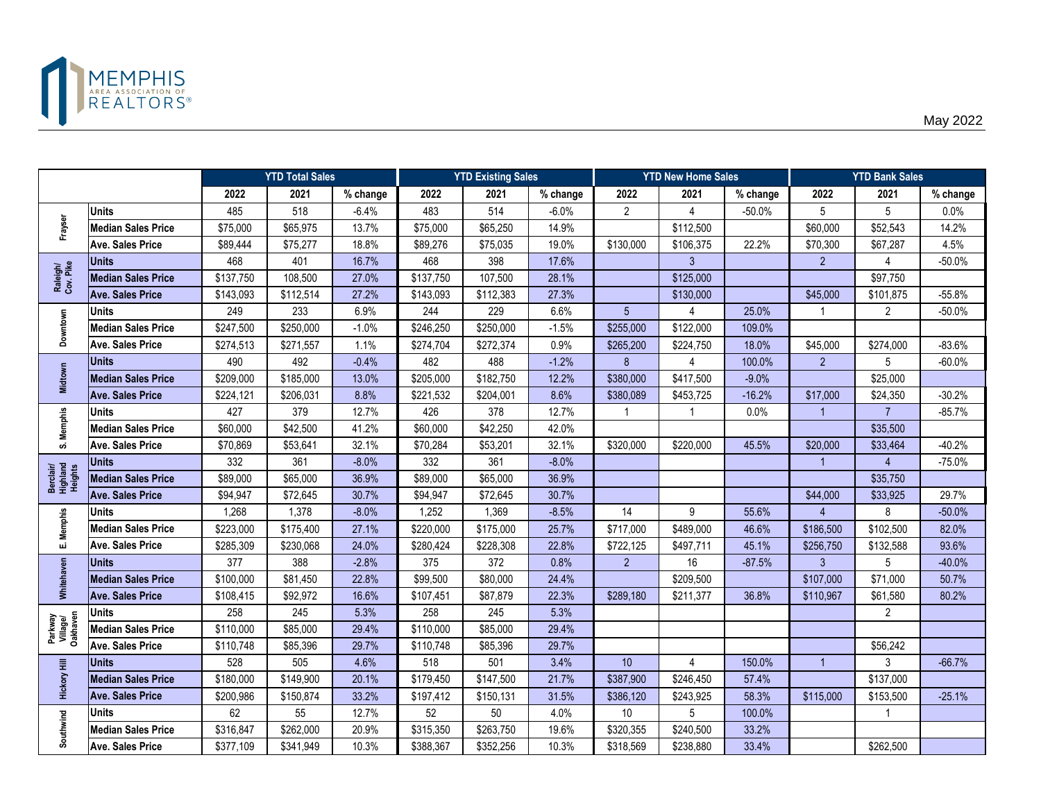Memphis Area Association of Realtors

May 2022

| | | YTD Total Sales | | | YTD Existing Sales | | | YTD New Home Sales | | | YTD Bank Sales | | |
|---|---|---|---|---|---|---|---|---|---|---|---|---|---|
| | | 2022 | 2021 | % change | 2022 | 2021 | % change | 2022 | 2021 | % change | 2022 | 2021 | % change |
| Frayser | Units | 485 | 518 | -6.4% | 483 | 514 | -6.0% | 2 | 4 | -50.0% | 5 | 5 | 0.0% |
| | Median Sales Price | $75,000 | $65,975 | 13.7% | $75,000 | $65,250 | 14.9% | | $112,500 | | $60,000 | $52,543 | 14.2% |
| | Ave. Sales Price | $89,444 | $75,277 | 18.8% | $89,276 | $75,035 | 19.0% | $130,000 | $106,375 | 22.2% | $70,300 | $67,287 | 4.5% |
| Raleigh/ Cov. Pike | Units | 468 | 401 | 16.7% | 468 | 398 | 17.6% | | 3 | | 2 | 4 | -50.0% |
| | Median Sales Price | $137,750 | 108,500 | 27.0% | $137,750 | 107,500 | 28.1% | | $125,000 | | | $97,750 | |
| | Ave. Sales Price | $143,093 | $112,514 | 27.2% | $143,093 | $112,383 | 27.3% | | $130,000 | | $45,000 | $101,875 | -55.8% |
| Downtown | Units | 249 | 233 | 6.9% | 244 | 229 | 6.6% | 5 | 4 | 25.0% | 1 | 2 | -50.0% |
| | Median Sales Price | $247,500 | $250,000 | -1.0% | $246,250 | $250,000 | -1.5% | $255,000 | $122,000 | 109.0% | | | |
| | Ave. Sales Price | $274,513 | $271,557 | 1.1% | $274,704 | $272,374 | 0.9% | $265,200 | $224,750 | 18.0% | $45,000 | $274,000 | -83.6% |
| Midtown | Units | 490 | 492 | -0.4% | 482 | 488 | -1.2% | 8 | 4 | 100.0% | 2 | 5 | -60.0% |
| | Median Sales Price | $209,000 | $185,000 | 13.0% | $205,000 | $182,750 | 12.2% | $380,000 | $417,500 | -9.0% | | $25,000 | |
| | Ave. Sales Price | $224,121 | $206,031 | 8.8% | $221,532 | $204,001 | 8.6% | $380,089 | $453,725 | -16.2% | $17,000 | $24,350 | -30.2% |
| S. Memphis | Units | 427 | 379 | 12.7% | 426 | 378 | 12.7% | 1 | 1 | 0.0% | 1 | 7 | -85.7% |
| | Median Sales Price | $60,000 | $42,500 | 41.2% | $60,000 | $42,250 | 42.0% | | | | | $35,500 | |
| | Ave. Sales Price | $70,869 | $53,641 | 32.1% | $70,284 | $53,201 | 32.1% | $320,000 | $220,000 | 45.5% | $20,000 | $33,464 | -40.2% |
| Berclair/ Highland Heights | Units | 332 | 361 | -8.0% | 332 | 361 | -8.0% | | | | 1 | 4 | -75.0% |
| | Median Sales Price | $89,000 | $65,000 | 36.9% | $89,000 | $65,000 | 36.9% | | | | | $35,750 | |
| | Ave. Sales Price | $94,947 | $72,645 | 30.7% | $94,947 | $72,645 | 30.7% | | | | $44,000 | $33,925 | 29.7% |
| E. Memphis | Units | 1,268 | 1,378 | -8.0% | 1,252 | 1,369 | -8.5% | 14 | 9 | 55.6% | 4 | 8 | -50.0% |
| | Median Sales Price | $223,000 | $175,400 | 27.1% | $220,000 | $175,000 | 25.7% | $717,000 | $489,000 | 46.6% | $186,500 | $102,500 | 82.0% |
| | Ave. Sales Price | $285,309 | $230,068 | 24.0% | $280,424 | $228,308 | 22.8% | $722,125 | $497,711 | 45.1% | $256,750 | $132,588 | 93.6% |
| Whitehaven | Units | 377 | 388 | -2.8% | 375 | 372 | 0.8% | 2 | 16 | -87.5% | 3 | 5 | -40.0% |
| | Median Sales Price | $100,000 | $81,450 | 22.8% | $99,500 | $80,000 | 24.4% | | $209,500 | | $107,000 | $71,000 | 50.7% |
| | Ave. Sales Price | $108,415 | $92,972 | 16.6% | $107,451 | $87,879 | 22.3% | $289,180 | $211,377 | 36.8% | $110,967 | $61,580 | 80.2% |
| Parkway Village/ Oakhaven | Units | 258 | 245 | 5.3% | 258 | 245 | 5.3% | | | | | 2 | |
| | Median Sales Price | $110,000 | $85,000 | 29.4% | $110,000 | $85,000 | 29.4% | | | | | | |
| | Ave. Sales Price | $110,748 | $85,396 | 29.7% | $110,748 | $85,396 | 29.7% | | | | | $56,242 | |
| Hickory Hill | Units | 528 | 505 | 4.6% | 518 | 501 | 3.4% | 10 | 4 | 150.0% | 1 | 3 | -66.7% |
| | Median Sales Price | $180,000 | $149,900 | 20.1% | $179,450 | $147,500 | 21.7% | $387,900 | $246,450 | 57.4% | | $137,000 | |
| | Ave. Sales Price | $200,986 | $150,874 | 33.2% | $197,412 | $150,131 | 31.5% | $386,120 | $243,925 | 58.3% | $115,000 | $153,500 | -25.1% |
| Southwind | Units | 62 | 55 | 12.7% | 52 | 50 | 4.0% | 10 | 5 | 100.0% | | 1 | |
| | Median Sales Price | $316,847 | $262,000 | 20.9% | $315,350 | $263,750 | 19.6% | $320,355 | $240,500 | 33.2% | | | |
| | Ave. Sales Price | $377,109 | $341,949 | 10.3% | $388,367 | $352,256 | 10.3% | $318,569 | $238,880 | 33.4% | | $262,500 | |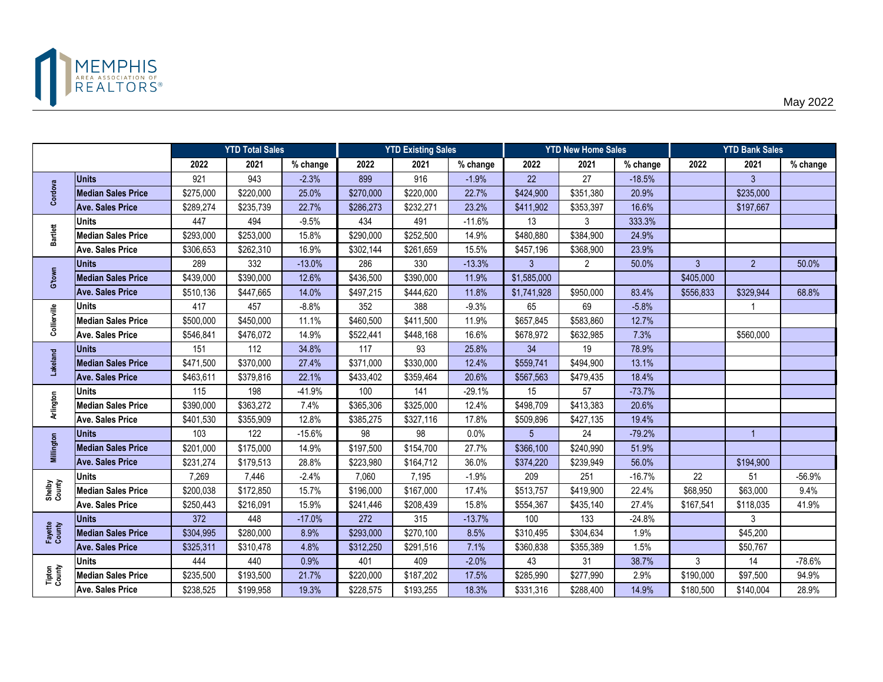MEMPHIS AREA ASSOCIATION OF REALTORS®

May 2022

| | | YTD Total Sales | | | YTD Existing Sales | | | YTD New Home Sales | | | YTD Bank Sales | | |
|---|---|---|---|---|---|---|---|---|---|---|---|---|---|
| | | 2022 | 2021 | % change | 2022 | 2021 | % change | 2022 | 2021 | % change | 2022 | 2021 | % change |
| Cordova | Units | 921 | 943 | -2.3% | 899 | 916 | -1.9% | 22 | 27 | -18.5% | | 3 | |
| | Median Sales Price | $275,000 | $220,000 | 25.0% | $270,000 | $220,000 | 22.7% | $424,900 | $351,380 | 20.9% | | $235,000 | |
| | Ave. Sales Price | $289,274 | $235,739 | 22.7% | $286,273 | $232,271 | 23.2% | $411,902 | $353,397 | 16.6% | | $197,667 | |
| Bartlett | Units | 447 | 494 | -9.5% | 434 | 491 | -11.6% | 13 | 3 | 333.3% | | | |
| | Median Sales Price | $293,000 | $253,000 | 15.8% | $290,000 | $252,500 | 14.9% | $480,880 | $384,900 | 24.9% | | | |
| | Ave. Sales Price | $306,653 | $262,310 | 16.9% | $302,144 | $261,659 | 15.5% | $457,196 | $368,900 | 23.9% | | | |
| G'town | Units | 289 | 332 | -13.0% | 286 | 330 | -13.3% | 3 | 2 | 50.0% | 3 | 2 | 50.0% |
| | Median Sales Price | $439,000 | $390,000 | 12.6% | $436,500 | $390,000 | 11.9% | $1,585,000 | | | $405,000 | | |
| | Ave. Sales Price | $510,136 | $447,665 | 14.0% | $497,215 | $444,620 | 11.8% | $1,741,928 | $950,000 | 83.4% | $556,833 | $329,944 | 68.8% |
| Collierville | Units | 417 | 457 | -8.8% | 352 | 388 | -9.3% | 65 | 69 | -5.8% | | 1 | |
| | Median Sales Price | $500,000 | $450,000 | 11.1% | $460,500 | $411,500 | 11.9% | $657,845 | $583,860 | 12.7% | | | |
| | Ave. Sales Price | $546,841 | $476,072 | 14.9% | $522,441 | $448,168 | 16.6% | $678,972 | $632,985 | 7.3% | | $560,000 | |
| Lakeland | Units | 151 | 112 | 34.8% | 117 | 93 | 25.8% | 34 | 19 | 78.9% | | | |
| | Median Sales Price | $471,500 | $370,000 | 27.4% | $371,000 | $330,000 | 12.4% | $559,741 | $494,900 | 13.1% | | | |
| | Ave. Sales Price | $463,611 | $379,816 | 22.1% | $433,402 | $359,464 | 20.6% | $567,563 | $479,435 | 18.4% | | | |
| Arlington | Units | 115 | 198 | -41.9% | 100 | 141 | -29.1% | 15 | 57 | -73.7% | | | |
| | Median Sales Price | $390,000 | $363,272 | 7.4% | $365,306 | $325,000 | 12.4% | $498,709 | $413,383 | 20.6% | | | |
| | Ave. Sales Price | $401,530 | $355,909 | 12.8% | $385,275 | $327,116 | 17.8% | $509,896 | $427,135 | 19.4% | | | |
| Millington | Units | 103 | 122 | -15.6% | 98 | 98 | 0.0% | 5 | 24 | -79.2% | | 1 | |
| | Median Sales Price | $201,000 | $175,000 | 14.9% | $197,500 | $154,700 | 27.7% | $366,100 | $240,990 | 51.9% | | | |
| | Ave. Sales Price | $231,274 | $179,513 | 28.8% | $223,980 | $164,712 | 36.0% | $374,220 | $239,949 | 56.0% | | $194,900 | |
| Shelby County | Units | 7,269 | 7,446 | -2.4% | 7,060 | 7,195 | -1.9% | 209 | 251 | -16.7% | 22 | 51 | -56.9% |
| | Median Sales Price | $200,038 | $172,850 | 15.7% | $196,000 | $167,000 | 17.4% | $513,757 | $419,900 | 22.4% | $68,950 | $63,000 | 9.4% |
| | Ave. Sales Price | $250,443 | $216,091 | 15.9% | $241,446 | $208,439 | 15.8% | $554,367 | $435,140 | 27.4% | $167,541 | $118,035 | 41.9% |
| Fayette County | Units | 372 | 448 | -17.0% | 272 | 315 | -13.7% | 100 | 133 | -24.8% | | 3 | |
| | Median Sales Price | $304,995 | $280,000 | 8.9% | $293,000 | $270,100 | 8.5% | $310,495 | $304,634 | 1.9% | | $45,200 | |
| | Ave. Sales Price | $325,311 | $310,478 | 4.8% | $312,250 | $291,516 | 7.1% | $360,838 | $355,389 | 1.5% | | $50,767 | |
| Tipton County | Units | 444 | 440 | 0.9% | 401 | 409 | -2.0% | 43 | 31 | 38.7% | 3 | 14 | -78.6% |
| | Median Sales Price | $235,500 | $193,500 | 21.7% | $220,000 | $187,202 | 17.5% | $285,990 | $277,990 | 2.9% | $190,000 | $97,500 | 94.9% |
| | Ave. Sales Price | $238,525 | $199,958 | 19.3% | $228,575 | $193,255 | 18.3% | $331,316 | $288,400 | 14.9% | $180,500 | $140,004 | 28.9% |